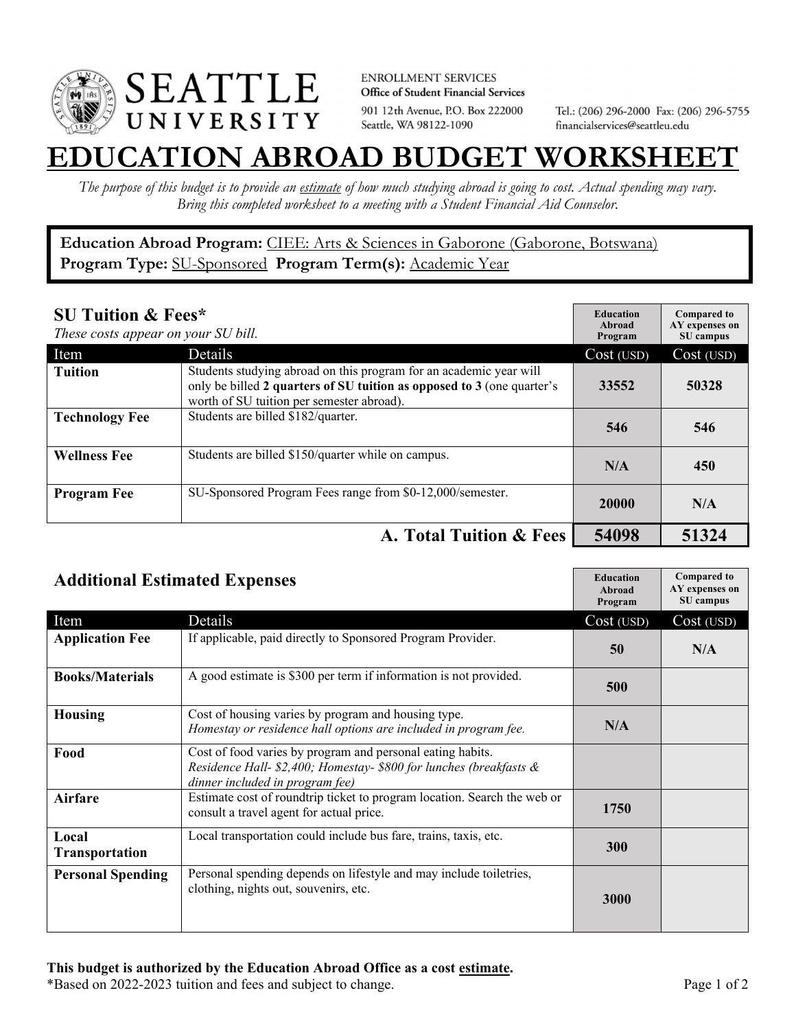SEATTLE UNIVERSITY

ENROLLMENT SERVICES
**Office of Student Financial Services**
901 12th Avenue, P.O. Box 222000
Seattle, WA 98122-1090

Tel.: (206) 296-2000 Fax: (206) 296-5755
financialservices@seattleu.edu

# EDUCATION ABROAD BUDGET WORKSHEET

*The purpose of this budget is to provide an estimate of how much studying abroad is going to cost. Actual spending may vary. Bring this completed worksheet to a meeting with a Student Financial Aid Counselor.*

**Education Abroad Program:** CIEE: Arts & Sciences in Gaborone (Gaborone, Botswana)
**Program Type:** SU-Sponsored **Program Term(s):** Academic Year

## SU Tuition & Fees*

*These costs appear on your SU bill.*

| | | Education Abroad Program | Compared to AY expenses on SU campus |
|---|---|---|---|
| Item | Details | Cost (USD) | Cost (USD) |
| **Tuition** | Students studying abroad on this program for an academic year will only be billed **2 quarters of SU tuition as opposed to 3** (one quarter's worth of SU tuition per semester abroad). | 33552 | 50328 |
| **Technology Fee** | Students are billed $182/quarter. | 546 | 546 |
| **Wellness Fee** | Students are billed $150/quarter while on campus. | N/A | 450 |
| **Program Fee** | SU-Sponsored Program Fees range from $0-12,000/semester. | 20000 | N/A |
| | **A. Total Tuition & Fees** | **54098** | **51324** |

## Additional Estimated Expenses

| | | Education Abroad Program | Compared to AY expenses on SU campus |
|---|---|---|---|
| Item | Details | Cost (USD) | Cost (USD) |
| **Application Fee** | If applicable, paid directly to Sponsored Program Provider. | 50 | N/A |
| **Books/Materials** | A good estimate is $300 per term if information is not provided. | 500 | |
| **Housing** | Cost of housing varies by program and housing type. *Homestay or residence hall options are included in program fee.* | N/A | |
| **Food** | Cost of food varies by program and personal eating habits. *Residence Hall- $2,400; Homestay- $800 for lunches (breakfasts & dinner included in program fee)* | | |
| **Airfare** | Estimate cost of roundtrip ticket to program location. Search the web or consult a travel agent for actual price. | 1750 | |
| **Local Transportation** | Local transportation could include bus fare, trains, taxis, etc. | 300 | |
| **Personal Spending** | Personal spending depends on lifestyle and may include toiletries, clothing, nights out, souvenirs, etc. | 3000 | |

**This budget is authorized by the Education Abroad Office as a cost estimate.**
*Based on 2022-2023 tuition and fees and subject to change.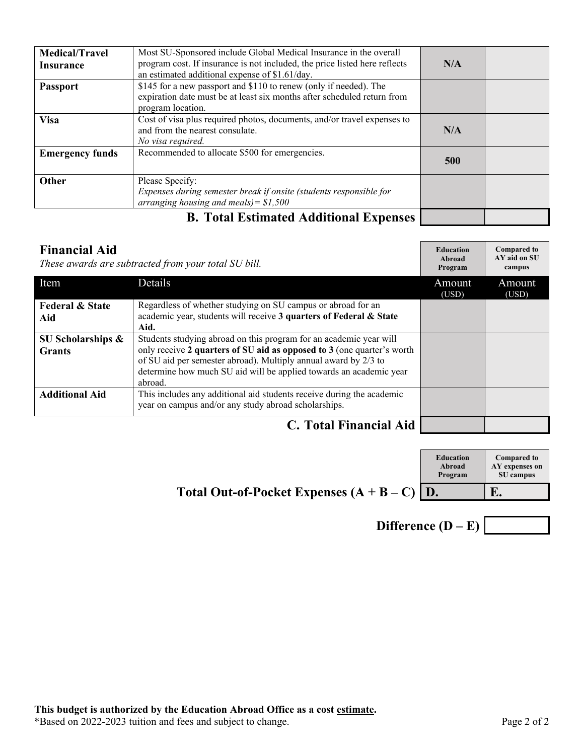| | | | |
|---|---|---|---|
| **Medical/Travel Insurance** | Most SU-Sponsored include Global Medical Insurance in the overall program cost. If insurance is not included, the price listed here reflects an estimated additional expense of $1.61/day. | **N/A** | |
| **Passport** | $145 for a new passport and $110 to renew (only if needed). The expiration date must be at least six months after scheduled return from program location. | | |
| **Visa** | Cost of visa plus required photos, documents, and/or travel expenses to and from the nearest consulate. *No visa required.* | **N/A** | |
| **Emergency funds** | Recommended to allocate $500 for emergencies. | **500** | |
| **Other** | Please Specify: *Expenses during semester break if onsite (students responsible for arranging housing and meals)= $1,500* | | |
| | **B. Total Estimated Additional Expenses** | | |

## Financial Aid

*These awards are subtracted from your total SU bill.*

| Item | Details | Education Abroad Program Amount (USD) | Compared to AY aid on SU campus Amount (USD) |
|---|---|---|---|
| **Federal & State Aid** | Regardless of whether studying on SU campus or abroad for an academic year, students will receive **3 quarters of Federal & State Aid.** | | |
| **SU Scholarships & Grants** | Students studying abroad on this program for an academic year will only receive **2 quarters of SU aid as opposed to 3** (one quarter's worth of SU aid per semester abroad). Multiply annual award by 2/3 to determine how much SU aid will be applied towards an academic year abroad. | | |
| **Additional Aid** | This includes any additional aid students receive during the academic year on campus and/or any study abroad scholarships. | | |
| | **C. Total Financial Aid** | | |

| | Education Abroad Program | Compared to AY expenses on SU campus |
|---|---|---|
| **Total Out-of-Pocket Expenses (A + B – C)** | **D.** | **E.** |

**Difference (D – E)**

**This budget is authorized by the Education Abroad Office as a cost estimate.**

*Based on 2022-2023 tuition and fees and subject to change.